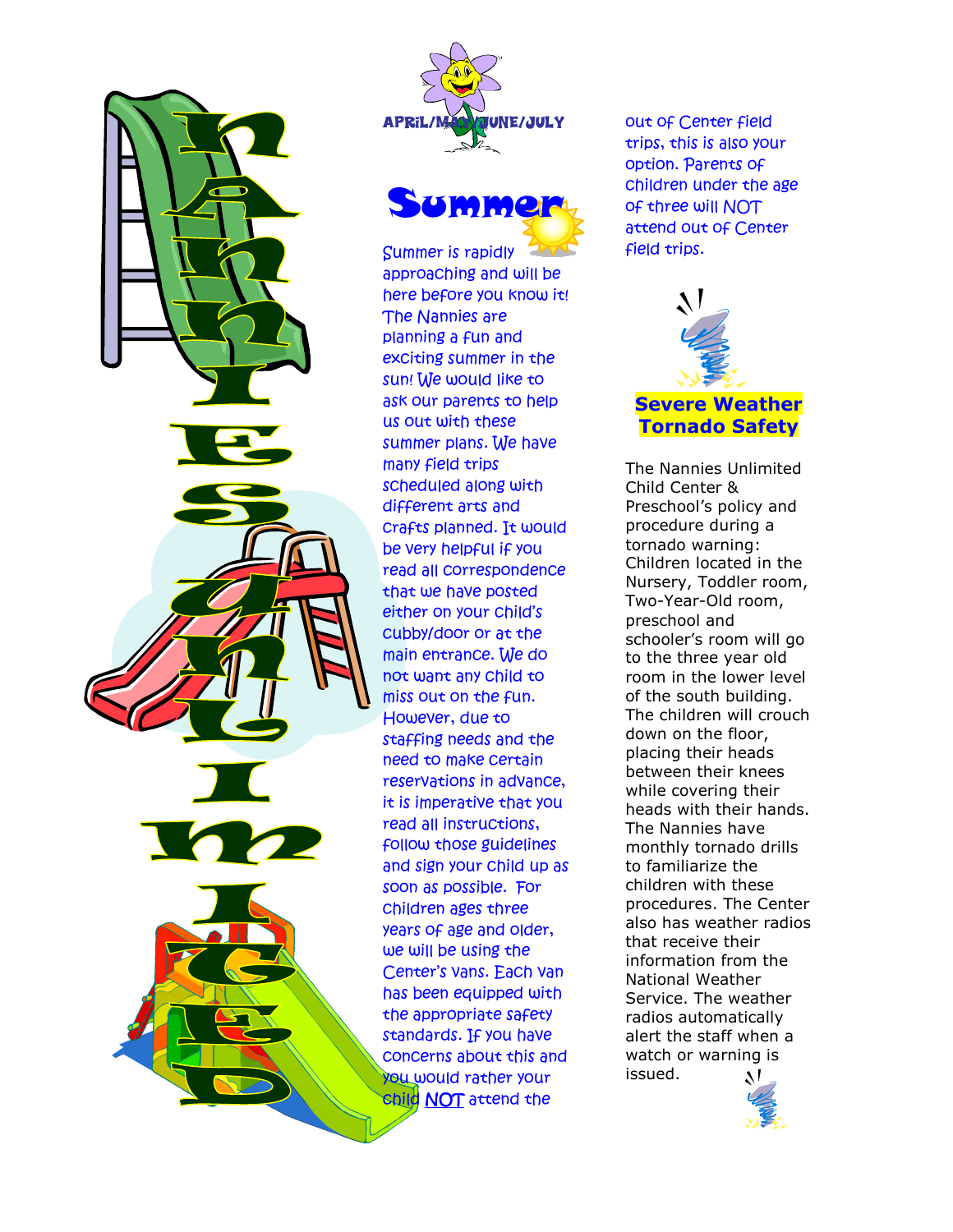# Nannies Unlimited

APRIL/MAY/JUNE/JULY

## Summer

Summer is rapidly approaching and will be here before you know it! The Nannies are planning a fun and exciting summer in the sun! We would like to ask our parents to help us out with these summer plans. We have many field trips scheduled along with different arts and crafts planned. It would be very helpful if you read all correspondence that we have posted either on your child's cubby/door or at the main entrance. We do not want any child to miss out on the fun. However, due to staffing needs and the need to make certain reservations in advance, it is imperative that you read all instructions, follow those guidelines and sign your child up as soon as possible. For children ages three years of age and older, we will be using the Center's vans. Each van has been equipped with the appropriate safety standards. If you have concerns about this and you would rather your child NOT attend the out of Center field trips, this is also your option. Parents of children under the age of three will NOT attend out of Center field trips.

## Severe Weather Tornado Safety

The Nannies Unlimited Child Center & Preschool's policy and procedure during a tornado warning: Children located in the Nursery, Toddler room, Two-Year-Old room, preschool and schooler's room will go to the three year old room in the lower level of the south building. The children will crouch down on the floor, placing their heads between their knees while covering their heads with their hands. The Nannies have monthly tornado drills to familiarize the children with these procedures. The Center also has weather radios that receive their information from the National Weather Service. The weather radios automatically alert the staff when a watch or warning is issued.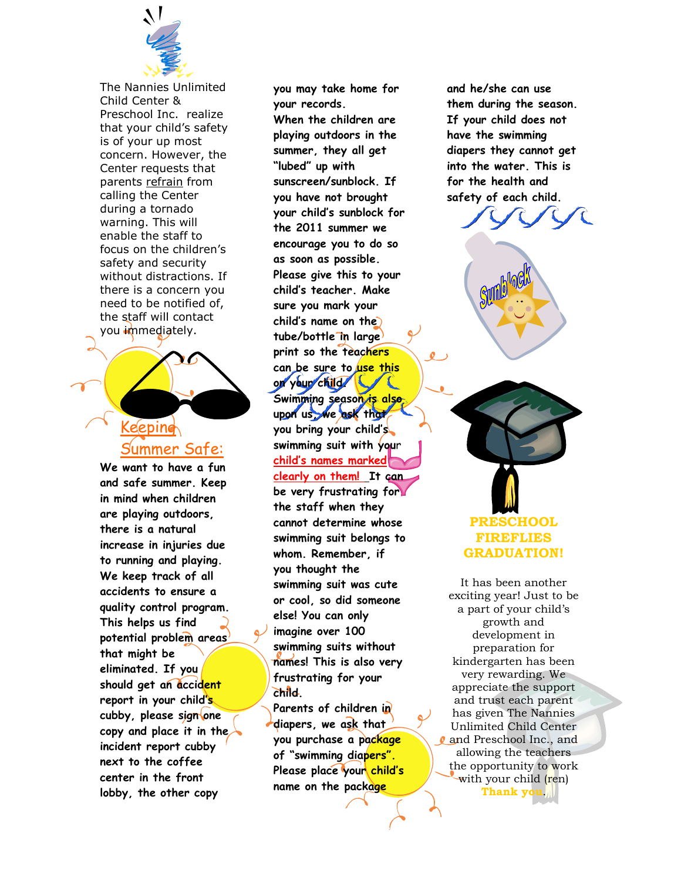The Nannies Unlimited Child Center & Preschool Inc. realize that your child's safety is of your up most concern. However, the Center requests that parents refrain from calling the Center during a tornado warning. This will enable the staff to focus on the children's safety and security without distractions. If there is a concern you need to be notified of, the staff will contact you immediately.

## Keeping Summer Safe:

We want to have a fun and safe summer. Keep in mind when children are playing outdoors, there is a natural increase in injuries due to running and playing. We keep track of all accidents to ensure a quality control program. This helps us find potential problem areas that might be eliminated. If you should get an accident report in your child's cubby, please sign one copy and place it in the incident report cubby next to the coffee center in the front lobby, the other copy you may take home for your records.

When the children are playing outdoors in the summer, they all get "lubed" up with sunscreen/sunblock. If you have not brought your child's sunblock for the 2011 summer we encourage you to do so as soon as possible. Please give this to your child's teacher. Make sure you mark your child's name on the tube/bottle in large print so the teachers can be sure to use this on your child.

Swimming season is also upon us, we ask that you bring your child's swimming suit with your child's names marked clearly on them! It can be very frustrating for the staff when they cannot determine whose swimming suit belongs to whom. Remember, if you thought the swimming suit was cute or cool, so did someone else! You can only imagine over 100 swimming suits without names! This is also very frustrating for your child.

Parents of children in diapers, we ask that you purchase a package of "swimming diapers". Please place your child's name on the package and he/she can use them during the season. If your child does not have the swimming diapers they cannot get into the water. This is for the health and safety of each child.

## PRESCHOOL FIREFLIES GRADUATION!

It has been another exciting year! Just to be a part of your child's growth and development in preparation for kindergarten has been very rewarding. We appreciate the support and trust each parent has given The Nannies Unlimited Child Center and Preschool Inc., and allowing the teachers the opportunity to work with your child (ren)

**Thank you.**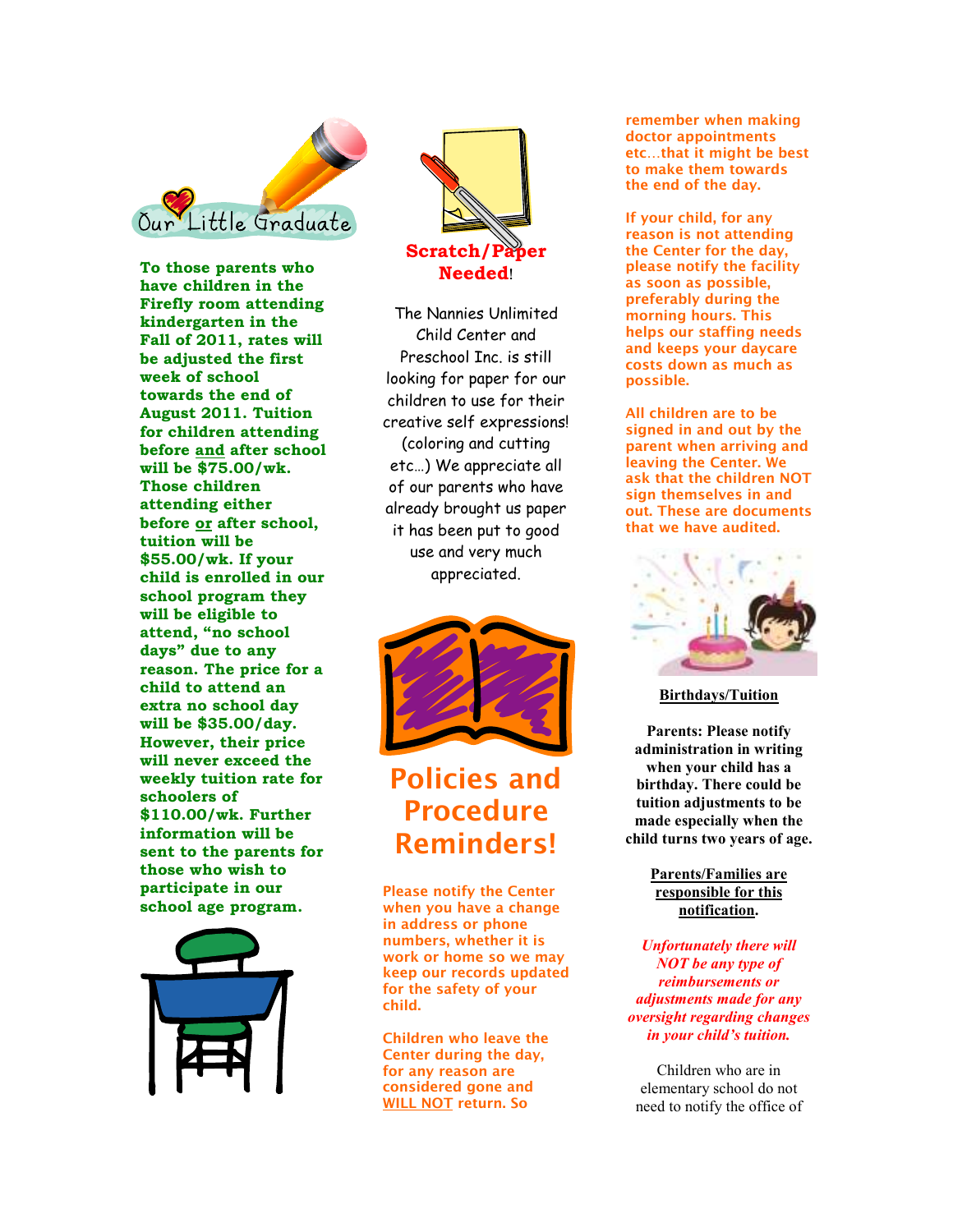## Our Little Graduate

**To those parents who have children in the Firefly room attending kindergarten in the Fall of 2011, rates will be adjusted the first week of school towards the end of August 2011. Tuition for children attending before and after school will be $75.00/wk. Those children attending either before or after school, tuition will be $55.00/wk. If your child is enrolled in our school program they will be eligible to attend, "no school days" due to any reason. The price for a child to attend an extra no school day will be $35.00/day. However, their price will never exceed the weekly tuition rate for schoolers of $110.00/wk. Further information will be sent to the parents for those who wish to participate in our school age program.**

## Scratch/Paper Needed!

The Nannies Unlimited Child Center and Preschool Inc. is still looking for paper for our children to use for their creative self expressions! (coloring and cutting etc…) We appreciate all of our parents who have already brought us paper it has been put to good use and very much appreciated.

# Policies and Procedure Reminders!

**Please notify the Center when you have a change in address or phone numbers, whether it is work or home so we may keep our records updated for the safety of your child.**

**Children who leave the Center during the day, for any reason are considered gone and WILL NOT return. So remember when making doctor appointments etc…that it might be best to make them towards the end of the day.**

**If your child, for any reason is not attending the Center for the day, please notify the facility as soon as possible, preferably during the morning hours. This helps our staffing needs and keeps your daycare costs down as much as possible.**

**All children are to be signed in and out by the parent when arriving and leaving the Center. We ask that the children NOT sign themselves in and out. These are documents that we have audited.**

### Birthdays/Tuition

**Parents: Please notify administration in writing when your child has a birthday. There could be tuition adjustments to be made especially when the child turns two years of age.**

**Parents/Families are responsible for this notification.**

***Unfortunately there will NOT be any type of reimbursements or adjustments made for any oversight regarding changes in your child's tuition.***

Children who are in elementary school do not need to notify the office of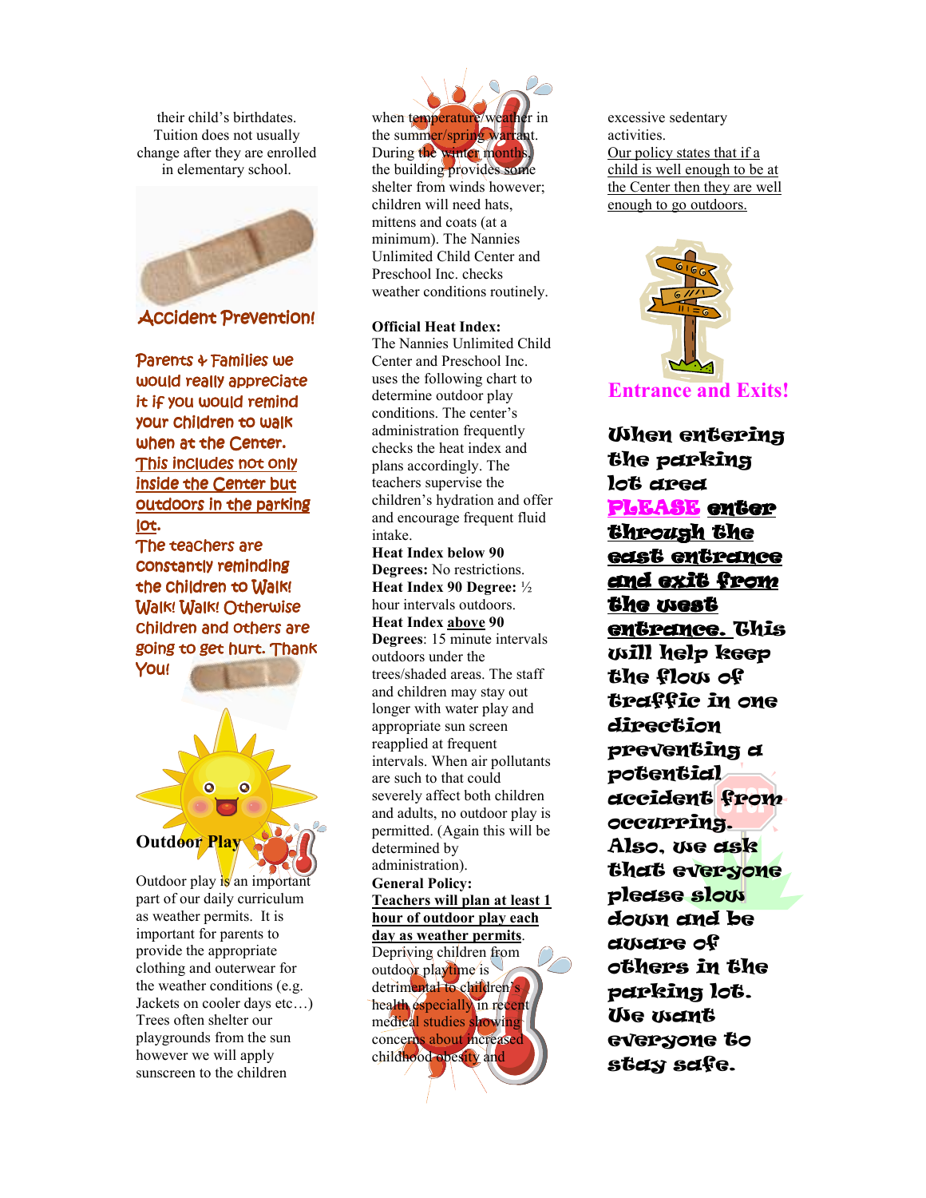their child's birthdates. Tuition does not usually change after they are enrolled in elementary school.

## Accident Prevention!

Parents & Families we would really appreciate it if you would remind your children to walk when at the Center. <u>This includes not only inside the Center but outdoors in the parking lot.</u> The teachers are constantly reminding the children to Walk! Walk! Walk! Otherwise children and others are going to get hurt. Thank You!

## Outdoor Play

Outdoor play is an important part of our daily curriculum as weather permits. It is important for parents to provide the appropriate clothing and outerwear for the weather conditions (e.g. Jackets on cooler days etc…) Trees often shelter our playgrounds from the sun however we will apply sunscreen to the children when temperature/weather in the summer/spring warrant. During the winter months, the building provides some shelter from winds however; children will need hats, mittens and coats (at a minimum). The Nannies Unlimited Child Center and Preschool Inc. checks weather conditions routinely.

**Official Heat Index:**
The Nannies Unlimited Child Center and Preschool Inc. uses the following chart to determine outdoor play conditions. The center's administration frequently checks the heat index and plans accordingly. The teachers supervise the children's hydration and offer and encourage frequent fluid intake.

**Heat Index below 90 Degrees:** No restrictions.
**Heat Index 90 Degree:** ½ hour intervals outdoors.
**Heat Index <u>above</u> 90 Degrees**: 15 minute intervals outdoors under the trees/shaded areas. The staff and children may stay out longer with water play and appropriate sun screen reapplied at frequent intervals. When air pollutants are such to that could severely affect both children and adults, no outdoor play is permitted. (Again this will be determined by administration).

**General Policy:**
**<u>Teachers will plan at least 1 hour of outdoor play each day as weather permits</u>.** Depriving children from outdoor playtime is detrimental to children's health especially in recent medical studies showing concerns about increased childhood obesity and excessive sedentary activities.
<u>Our policy states that if a child is well enough to be at the Center then they are well enough to go outdoors.</u>

## Entrance and Exits!

**When entering the parking lot area <u>PLEASE enter through the east entrance and exit from the west entrance.</u> This will help keep the flow of traffic in one direction preventing a potential accident from occurring. Also, we ask that everyone please slow down and be aware of others in the parking lot. We want everyone to stay safe.**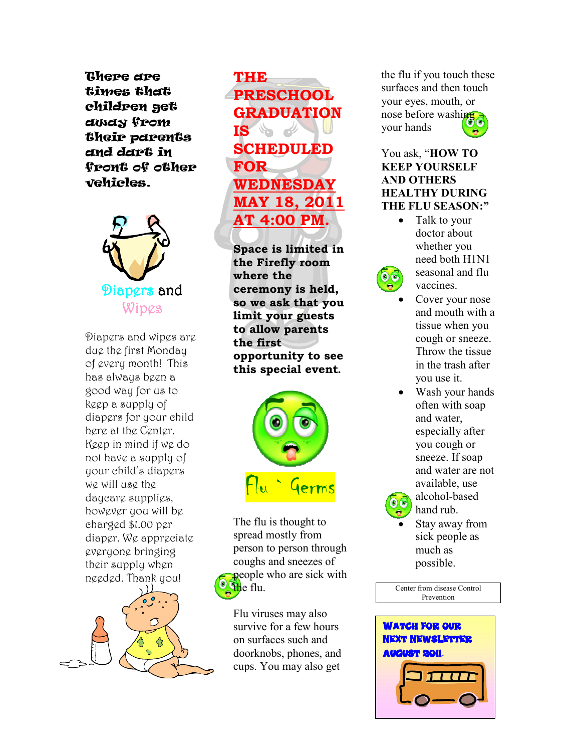**There are times that children get away from their parents and dart in front of other vehicles.**

## Diapers and Wipes

Diapers and wipes are due the first Monday of every month! This has always been a good way for us to keep a supply of diapers for your child here at the Center. Keep in mind if we do not have a supply of your child's diapers we will use the daycare supplies, however you will be charged $1.00 per diaper. We appreciate everyone bringing their supply when needed. Thank you!

## THE PRESCHOOL GRADUATION IS SCHEDULED FOR WEDNESDAY MAY 18, 2011 AT 4:00 PM.

**Space is limited in the Firefly room where the ceremony is held, so we ask that you limit your guests to allow parents the first opportunity to see this special event.**

## Flu ` Germs

The flu is thought to spread mostly from person to person through coughs and sneezes of people who are sick with the flu.

Flu viruses may also survive for a few hours on surfaces such and doorknobs, phones, and cups. You may also get the flu if you touch these surfaces and then touch your eyes, mouth, or nose before washing your hands

You ask, "**HOW TO KEEP YOURSELF AND OTHERS HEALTHY DURING THE FLU SEASON:**"

- Talk to your doctor about whether you need both H1N1 seasonal and flu vaccines.
- Cover your nose and mouth with a tissue when you cough or sneeze. Throw the tissue in the trash after you use it.
- Wash your hands often with soap and water, especially after you cough or sneeze. If soap and water are not available, use alcohol-based hand rub.
- Stay away from sick people as much as possible.

Center from disease Control Prevention

**WATCH FOR OUR NEXT NEWSLETTER AUGUST 2011.**